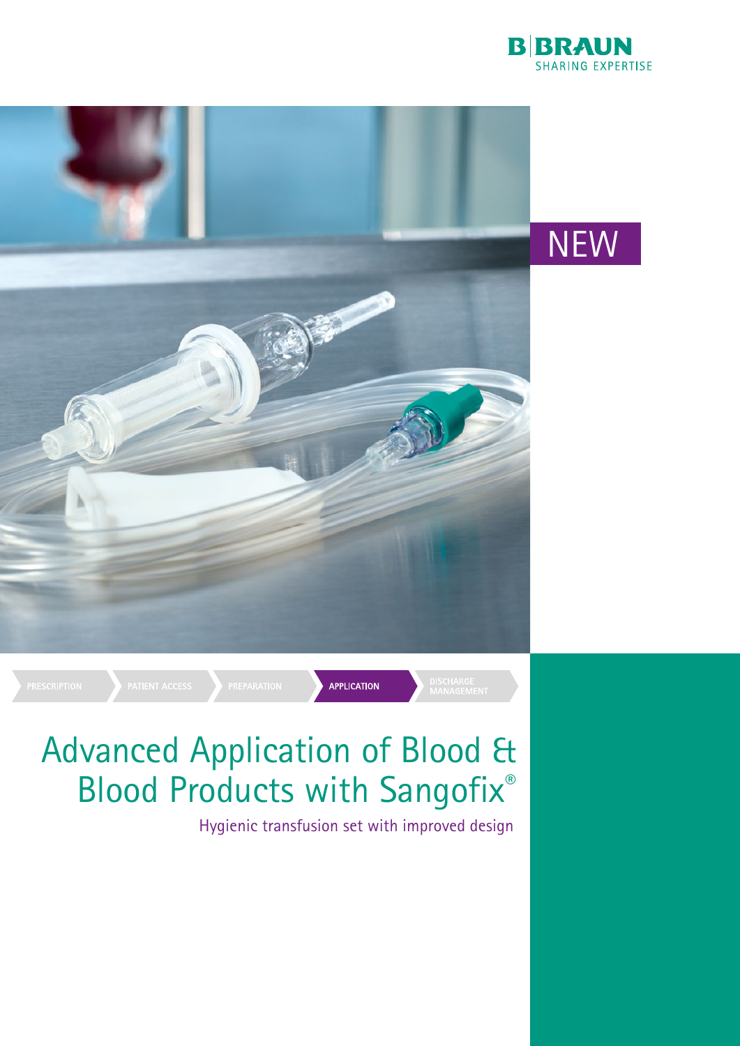B|BRAUN
SHARING EXPERTISE

NEW

PRESCRIPTION | PATIENT ACCESS | PREPARATION | **APPLICATION** | DISCHARGE MANAGEMENT

# Advanced Application of Blood & Blood Products with Sangofix®

Hygienic transfusion set with improved design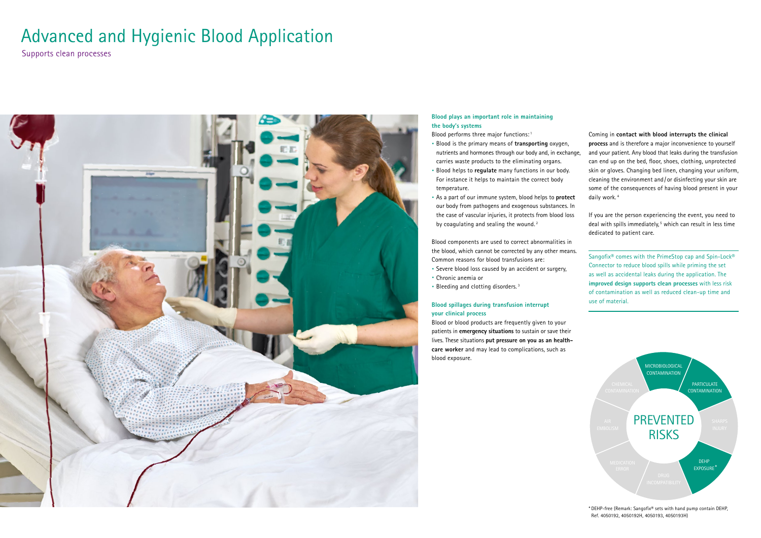# Advanced and Hygienic Blood Application

Supports clean processes

### Blood plays an important role in maintaining the body's systems

Blood performs three major functions:[1]

- Blood is the primary means of **transporting** oxygen, nutrients and hormones through our body and, in exchange, carries waste products to the eliminating organs.
- Blood helps to **regulate** many functions in our body. For instance it helps to maintain the correct body temperature.
- As a part of our immune system, blood helps to **protect** our body from pathogens and exogenous substances. In the case of vascular injuries, it protects from blood loss by coagulating and sealing the wound.[2]

Blood components are used to correct abnormalities in the blood, which cannot be corrected by any other means. Common reasons for blood transfusions are:

- Severe blood loss caused by an accident or surgery,
- Chronic anemia or
- Bleeding and clotting disorders.[3]

### Blood spillages during transfusion interrupt your clinical process

Blood or blood products are frequently given to your patients in **emergency situations** to sustain or save their lives. These situations **put pressure on you as an health-care worker** and may lead to complications, such as blood exposure.

Coming in **contact with blood interrupts the clinical process** and is therefore a major inconvenience to yourself and your patient. Any blood that leaks during the transfusion can end up on the bed, floor, shoes, clothing, unprotected skin or gloves. Changing bed linen, changing your uniform, cleaning the environment and/or disinfecting your skin are some of the consequences of having blood present in your daily work.[4]

If you are the person experiencing the event, you need to deal with spills immediately,[5] which can result in less time dedicated to patient care.

Sangofix® comes with the PrimeStop cap and Spin-Lock® Connector to reduce blood spills while priming the set as well as accidental leaks during the application. The **improved design supports clean processes** with less risk of contamination as well as reduced clean-up time and use of material.

PREVENTED RISKS

- MICROBIOLOGICAL CONTAMINATION
- PARTICULATE CONTAMINATION
- SHARPS INJURY
- DEHP EXPOSURE*
- DRUG INCOMPATIBILITY
- MEDICATION ERROR
- AIR EMBOLISM
- CHEMICAL CONTAMINATION

* DEHP-free (Remark: Sangofix® sets with hand pump contain DEHP, Ref. 4050192, 4050192H, 4050193, 4050193H)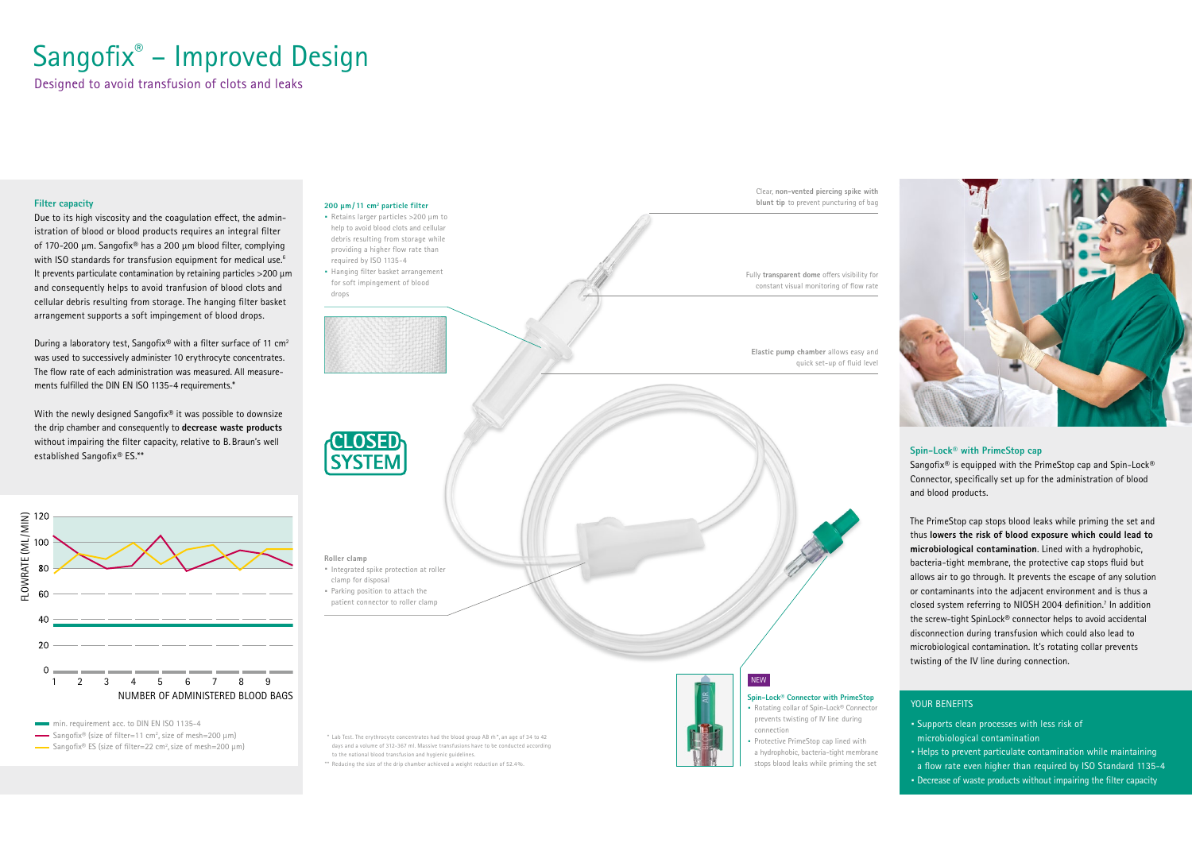# Sangofix® – Improved Design

Designed to avoid transfusion of clots and leaks

### Filter capacity

Due to its high viscosity and the coagulation effect, the administration of blood or blood products requires an integral filter of 170-200 µm. Sangofix® has a 200 µm blood filter, complying with ISO standards for transfusion equipment for medical use.[6] It prevents particulate contamination by retaining particles >200 µm and consequently helps to avoid tranfusion of blood clots and cellular debris resulting from storage. The hanging filter basket arrangement supports a soft impingement of blood drops.

During a laboratory test, Sangofix® with a filter surface of 11 $cm^2$ was used to successively administer 10 erythrocyte concentrates. The flow rate of each administration was measured. All measurements fulfilled the DIN EN ISO 1135-4 requirements.*

With the newly designed Sangofix® it was possible to downsize the drip chamber and consequently to **decrease waste products** without impairing the filter capacity, relative to B. Braun's well established Sangofix® ES.**

FLOWRATE (ML/MIN) — NUMBER OF ADMINISTERED BLOOD BAGS

- min. requirement acc. to DIN EN ISO 1135-4
- Sangofix® (size of filter=11 $cm^2$, size of mesh=200 µm)
- Sangofix® ES (size of filter=22 $cm^2$, size of mesh=200 µm)

**200 µm / 11 $cm^2$ particle filter**
- Retains larger particles >200 µm to help to avoid blood clots and cellular debris resulting from storage while providing a higher flow rate than required by ISO 1135-4
- Hanging filter basket arrangement for soft impingement of blood drops

Clear, **non-vented piercing spike with blunt tip** to prevent puncturing of bag

Fully **transparent dome** offers visibility for constant visual monitoring of flow rate

**Elastic pump chamber** allows easy and quick set-up of fluid level

CLOSED SYSTEM

**Roller clamp**
- Integrated spike protection at roller clamp for disposal
- Parking position to attach the patient connector to roller clamp

NEW

**Spin-Lock® Connector with PrimeStop**
- Rotating collar of Spin-Lock® Connector prevents twisting of IV line during connection
- Protective PrimeStop cap lined with a hydrophobic, bacteria-tight membrane stops blood leaks while priming the set

\* Lab Test. The erythrocyte concentrates had the blood group AB rh+, an age of 34 to 42 days and a volume of 312-367 ml. Massive transfusions have to be conducted according to the national blood transfusion and hygienic guidelines.

\** Reducing the size of the drip chamber achieved a weight reduction of 52.4%.

### Spin-Lock® with PrimeStop cap

Sangofix® is equipped with the PrimeStop cap and Spin-Lock® Connector, specifically set up for the administration of blood and blood products.

The PrimeStop cap stops blood leaks while priming the set and thus **lowers the risk of blood exposure which could lead to microbiological contamination**. Lined with a hydrophobic, bacteria-tight membrane, the protective cap stops fluid but allows air to go through. It prevents the escape of any solution or contaminants into the adjacent environment and is thus a closed system referring to NIOSH 2004 definition.[7] In addition the screw-tight SpinLock® connector helps to avoid accidental disconnection during transfusion which could also lead to microbiological contamination. It's rotating collar prevents twisting of the IV line during connection.

### YOUR BENEFITS

- Supports clean processes with less risk of microbiological contamination
- Helps to prevent particulate contamination while maintaining a flow rate even higher than required by ISO Standard 1135-4
- Decrease of waste products without impairing the filter capacity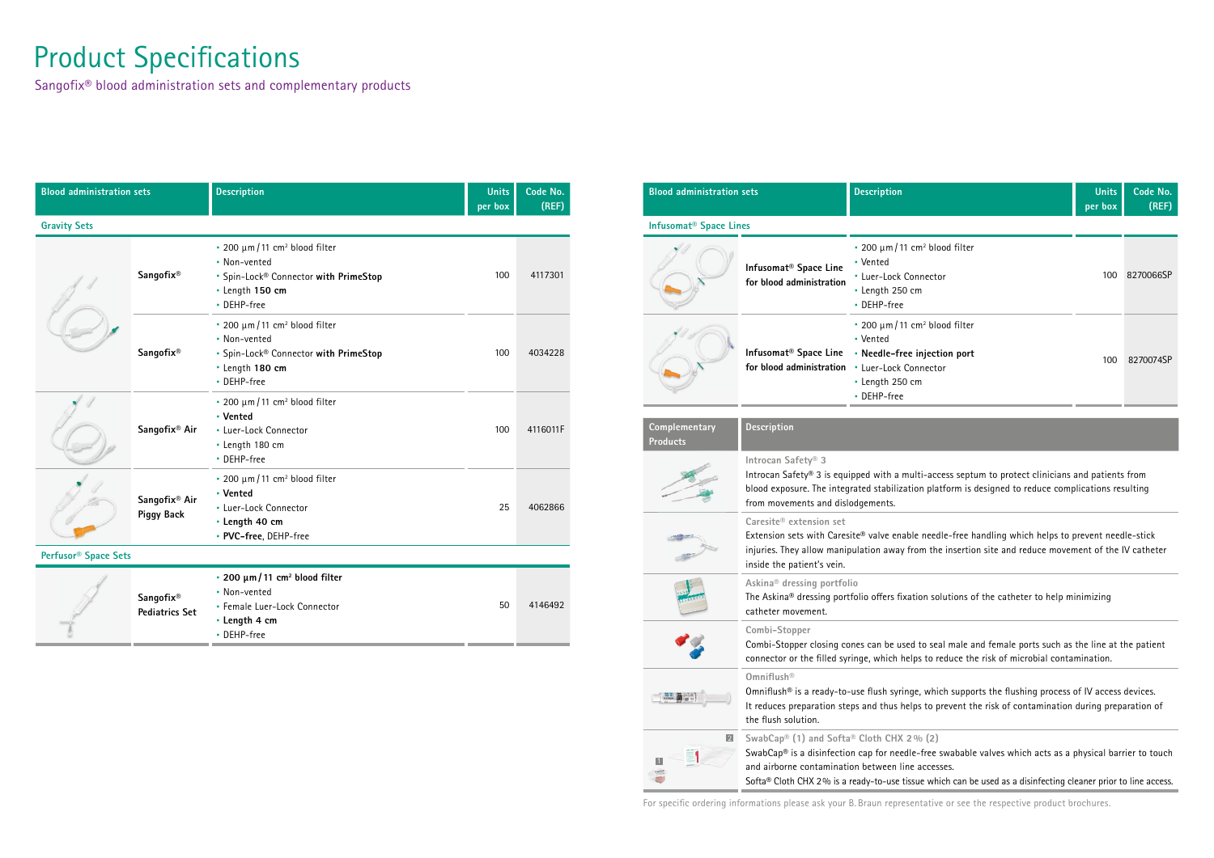# Product Specifications

Sangofix® blood administration sets and complementary products

| Blood administration sets | | Description | Units per box | Code No. (REF) |
|---|---|---|---|---|
| **Gravity Sets** | | | | |
| | Sangofix® | • 200 µm / 11 cm² blood filter<br>• Non-vented<br>• Spin-Lock® Connector **with PrimeStop**<br>• Length **150 cm**<br>• DEHP-free | 100 | 4117301 |
| | Sangofix® | • 200 µm / 11 cm² blood filter<br>• Non-vented<br>• Spin-Lock® Connector **with PrimeStop**<br>• Length **180 cm**<br>• DEHP-free | 100 | 4034228 |
| | Sangofix® Air | • 200 µm / 11 cm² blood filter<br>• **Vented**<br>• Luer-Lock Connector<br>• Length 180 cm<br>• DEHP-free | 100 | 4116011F |
| | Sangofix® Air Piggy Back | • 200 µm / 11 cm² blood filter<br>• **Vented**<br>• Luer-Lock Connector<br>• **Length 40 cm**<br>• **PVC-free**, DEHP-free | 25 | 4062866 |
| **Perfusor® Space Sets** | | | | |
| | Sangofix® Pediatrics Set | • **200 µm / 11 cm² blood filter**<br>• Non-vented<br>• Female Luer-Lock Connector<br>• **Length 4 cm**<br>• DEHP-free | 50 | 4146492 |

| Blood administration sets | | Description | Units per box | Code No. (REF) |
|---|---|---|---|---|
| **Infusomat® Space Lines** | | | | |
| | Infusomat® Space Line for blood administration | • 200 µm / 11 cm² blood filter<br>• Vented<br>• Luer-Lock Connector<br>• Length 250 cm<br>• DEHP-free | 100 | 8270066SP |
| | Infusomat® Space Line for blood administration | • 200 µm / 11 cm² blood filter<br>• Vented<br>• **Needle-free injection port**<br>• Luer-Lock Connector<br>• Length 250 cm<br>• DEHP-free | 100 | 8270074SP |

| Complementary Products | Description |
|---|---|
| | **Introcan Safety® 3**<br>Introcan Safety® 3 is equipped with a multi-access septum to protect clinicians and patients from blood exposure. The integrated stabilization platform is designed to reduce complications resulting from movements and dislodgements. |
| | **Caresite® extension set**<br>Extension sets with Caresite® valve enable needle-free handling which helps to prevent needle-stick injuries. They allow manipulation away from the insertion site and reduce movement of the IV catheter inside the patient's vein. |
| | **Askina® dressing portfolio**<br>The Askina® dressing portfolio offers fixation solutions of the catheter to help minimizing catheter movement. |
| | **Combi-Stopper**<br>Combi-Stopper closing cones can be used to seal male and female ports such as the line at the patient connector or the filled syringe, which helps to reduce the risk of microbial contamination. |
| | **Omniflush®**<br>Omniflush® is a ready-to-use flush syringe, which supports the flushing process of IV access devices. It reduces preparation steps and thus helps to prevent the risk of contamination during preparation of the flush solution. |
| 1 2 | **SwabCap® (1) and Softa® Cloth CHX 2% (2)**<br>SwabCap® is a disinfection cap for needle-free swabable valves which acts as a physical barrier to touch and airborne contamination between line accesses.<br>Softa® Cloth CHX 2% is a ready-to-use tissue which can be used as a disinfecting cleaner prior to line access. |

For specific ordering informations please ask your B. Braun representative or see the respective product brochures.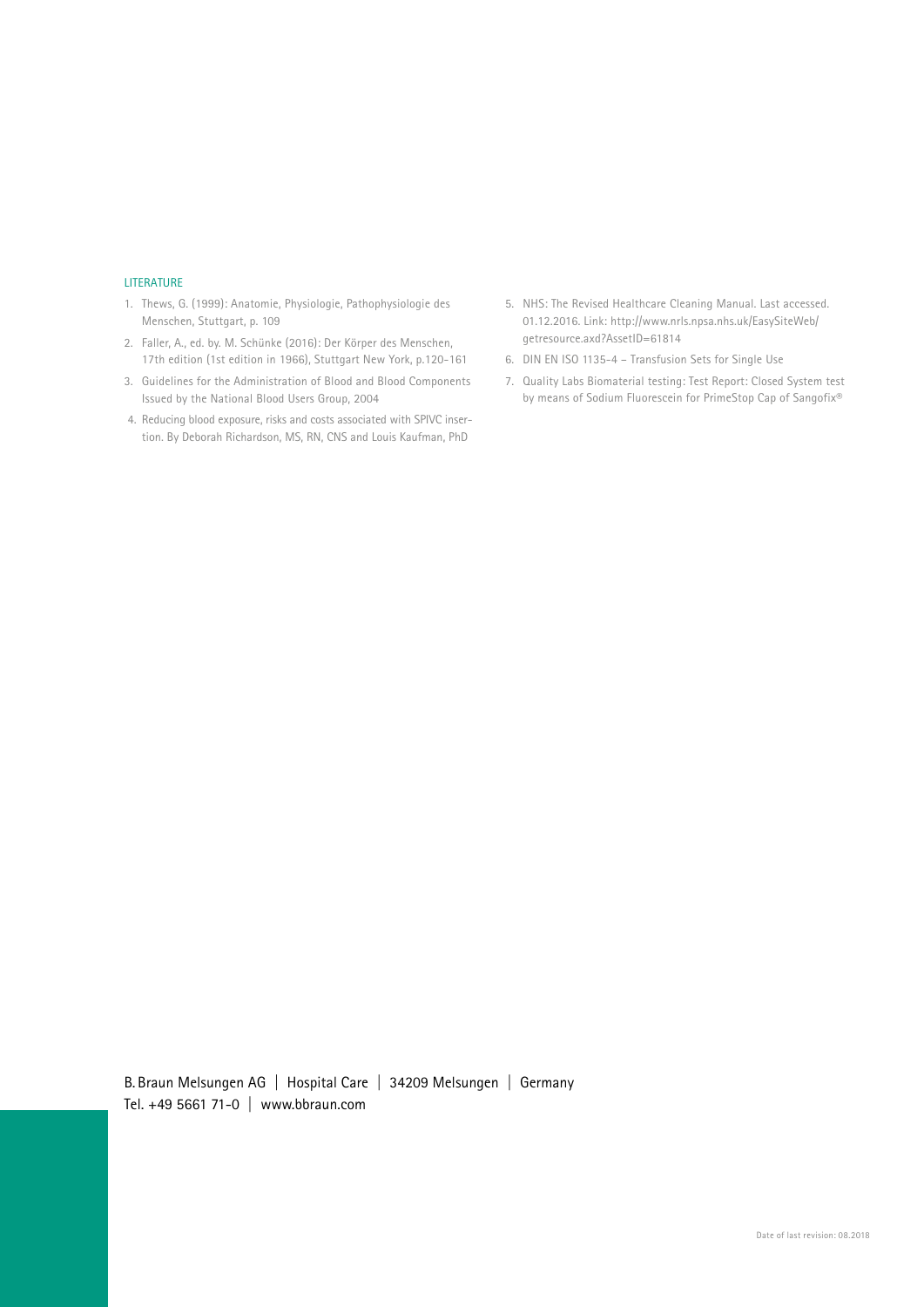LITERATURE

1. Thews, G. (1999): Anatomie, Physiologie, Pathophysiologie des Menschen, Stuttgart, p. 109
2. Faller, A., ed. by. M. Schünke (2016): Der Körper des Menschen, 17th edition (1st edition in 1966), Stuttgart New York, p.120-161
3. Guidelines for the Administration of Blood and Blood Components Issued by the National Blood Users Group, 2004
4. Reducing blood exposure, risks and costs associated with SPIVC insertion. By Deborah Richardson, MS, RN, CNS and Louis Kaufman, PhD
5. NHS: The Revised Healthcare Cleaning Manual. Last accessed. 01.12.2016. Link: http://www.nrls.npsa.nhs.uk/EasySiteWeb/getresource.axd?AssetID=61814
6. DIN EN ISO 1135-4 – Transfusion Sets for Single Use
7. Quality Labs Biomaterial testing: Test Report: Closed System test by means of Sodium Fluorescein for PrimeStop Cap of Sangofix®

B. Braun Melsungen AG | Hospital Care | 34209 Melsungen | Germany
Tel. +49 5661 71-0 | www.bbraun.com

Date of last revision: 08.2018